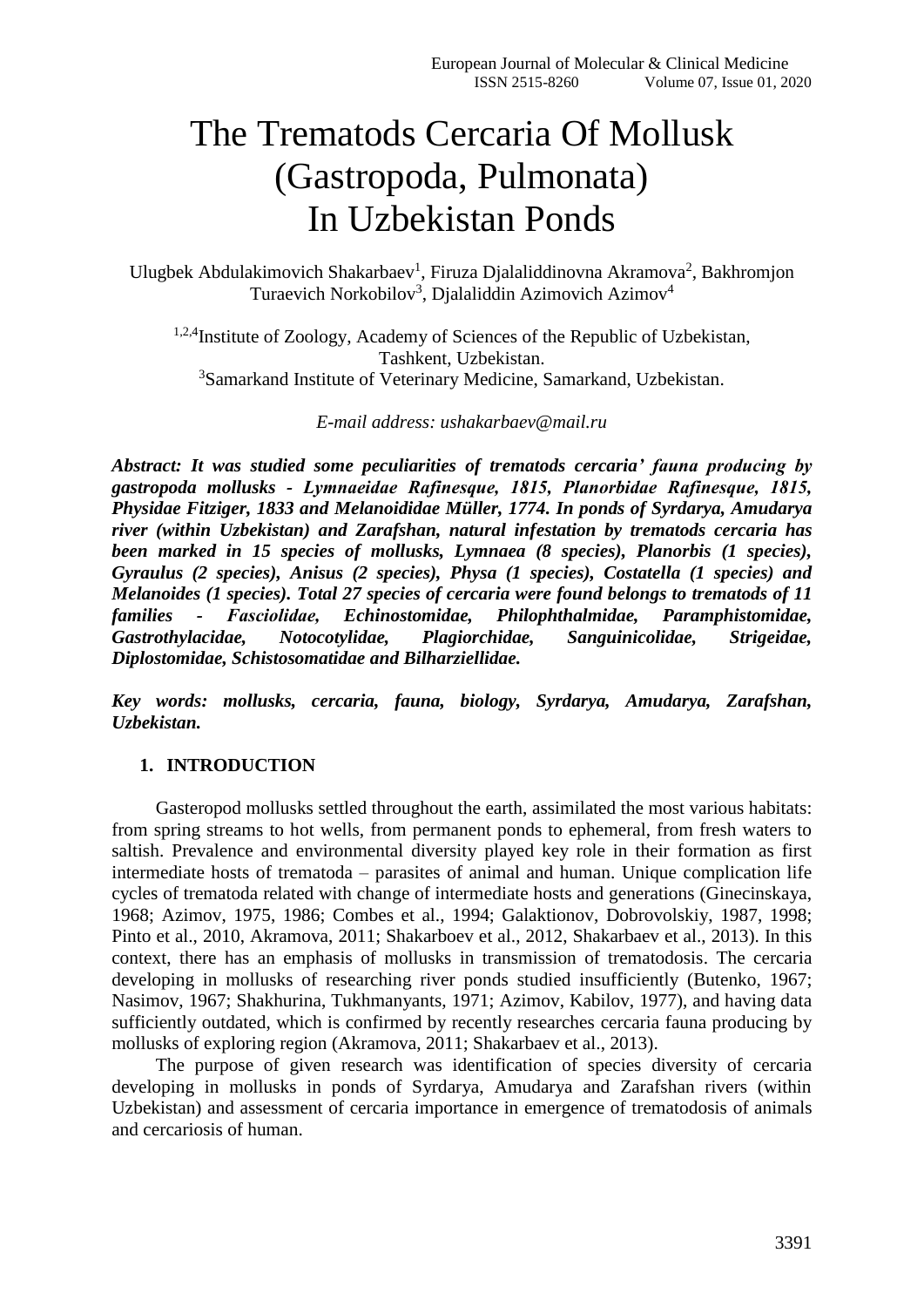# The Trematods Cercaria Of Mollusk (Gastropoda, Pulmonata) In Uzbekistan Ponds

Ulugbek Abdulakimovich Shakarbaev[1], Firuza Djalaliddinovna Akramova[2], Bakhromjon Turaevich Norkobilov[3], Djalaliddin Azimovich Azimov[4]

[1,2,4]Institute of Zoology, Academy of Sciences of the Republic of Uzbekistan, Tashkent, Uzbekistan.
[3]Samarkand Institute of Veterinary Medicine, Samarkand, Uzbekistan.

*E-mail address: ushakarbaev@mail.ru*

***Abstract: It was studied some peculiarities of trematods cercaria' fauna producing by gastropoda mollusks - Lymnaeidae Rafinesque, 1815, Planorbidae Rafinesque, 1815, Physidae Fitziger, 1833 and Melanoididae Müller, 1774. In ponds of Syrdarya, Amudarya river (within Uzbekistan) and Zarafshan, natural infestation by trematods cercaria has been marked in 15 species of mollusks, Lymnaea (8 species), Planorbis (1 species), Gyraulus (2 species), Anisus (2 species), Physa (1 species), Costatella (1 species) and Melanoides (1 species). Total 27 species of cercaria were found belongs to trematods of 11 families - Fasciolidae, Echinostomidae, Philophthalmidae, Paramphistomidae, Gastrothylacidae, Notocotylidae, Plagiorchidae, Sanguinicolidae, Strigeidae, Diplostomidae, Schistosomatidae and Bilharziellidae.***

***Key words: mollusks, cercaria, fauna, biology, Syrdarya, Amudarya, Zarafshan, Uzbekistan.***

## 1. INTRODUCTION

Gasteropod mollusks settled throughout the earth, assimilated the most various habitats: from spring streams to hot wells, from permanent ponds to ephemeral, from fresh waters to saltish. Prevalence and environmental diversity played key role in their formation as first intermediate hosts of trematoda – parasites of animal and human. Unique complication life cycles of trematoda related with change of intermediate hosts and generations (Ginecinskaya, 1968; Azimov, 1975, 1986; Combes et al., 1994; Galaktionov, Dobrovolskiy, 1987, 1998; Pinto et al., 2010, Akramova, 2011; Shakarboev et al., 2012, Shakarbaev et al., 2013). In this context, there has an emphasis of mollusks in transmission of trematodosis. The cercaria developing in mollusks of researching river ponds studied insufficiently (Butenko, 1967; Nasimov, 1967; Shakhurina, Tukhmanyants, 1971; Azimov, Kabilov, 1977), and having data sufficiently outdated, which is confirmed by recently researches cercaria fauna producing by mollusks of exploring region (Akramova, 2011; Shakarbaev et al., 2013).

The purpose of given research was identification of species diversity of cercaria developing in mollusks in ponds of Syrdarya, Amudarya and Zarafshan rivers (within Uzbekistan) and assessment of cercaria importance in emergence of trematodosis of animals and cercariosis of human.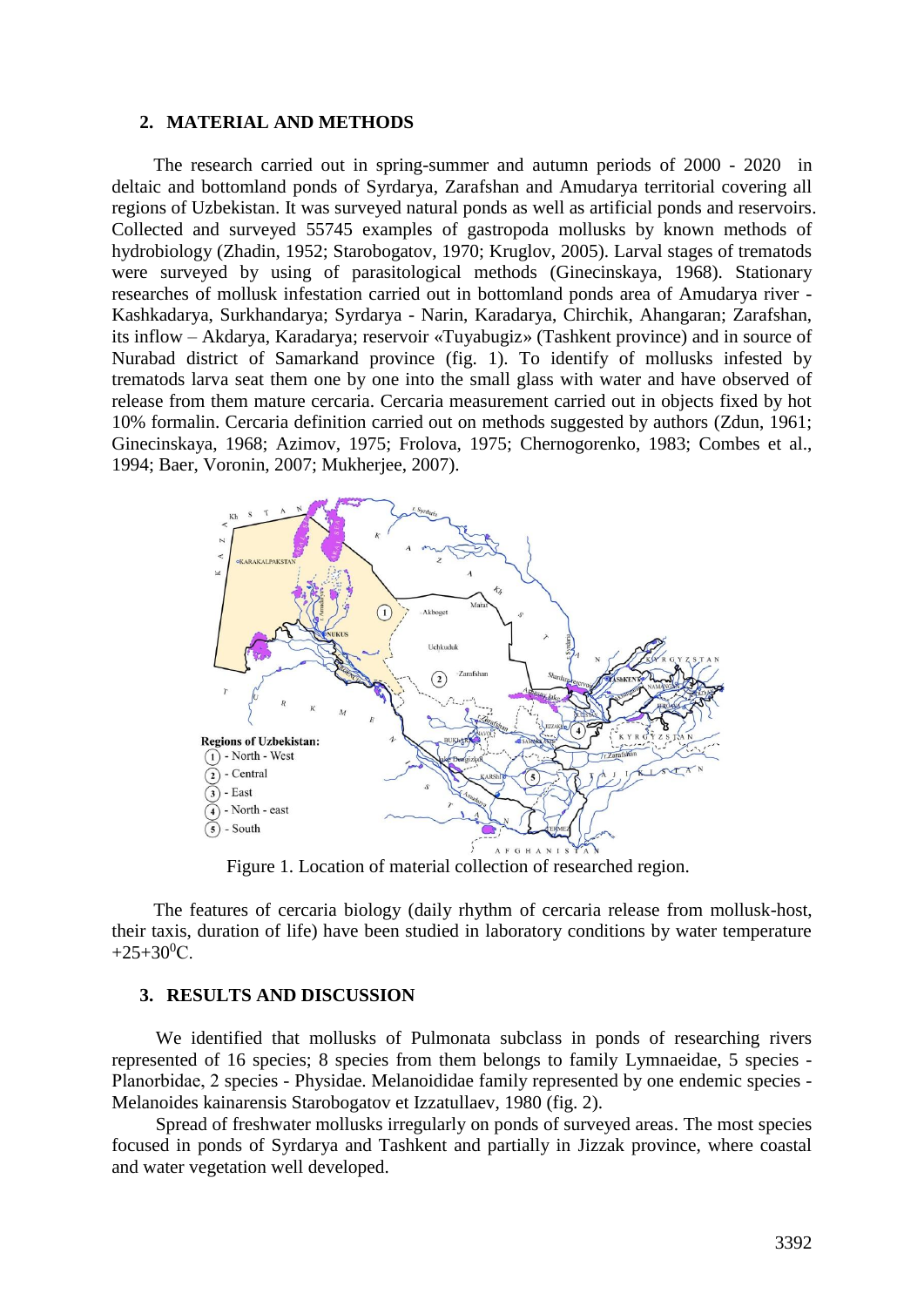## 2. MATERIAL AND METHODS

The research carried out in spring-summer and autumn periods of 2000 - 2020 in deltaic and bottomland ponds of Syrdarya, Zarafshan and Amudarya territorial covering all regions of Uzbekistan. It was surveyed natural ponds as well as artificial ponds and reservoirs. Collected and surveyed 55745 examples of gastropoda mollusks by known methods of hydrobiology (Zhadin, 1952; Starobogatov, 1970; Kruglov, 2005). Larval stages of trematods were surveyed by using of parasitological methods (Ginecinskaya, 1968). Stationary researches of mollusk infestation carried out in bottomland ponds area of Amudarya river - Kashkadarya, Surkhandarya; Syrdarya - Narin, Karadarya, Chirchik, Ahangaran; Zarafshan, its inflow – Akdarya, Karadarya; reservoir «Tuyabugiz» (Tashkent province) and in source of Nurabad district of Samarkand province (fig. 1). To identify of mollusks infested by trematods larva seat them one by one into the small glass with water and have observed of release from them mature cercaria. Cercaria measurement carried out in objects fixed by hot 10% formalin. Cercaria definition carried out on methods suggested by authors (Zdun, 1961; Ginecinskaya, 1968; Azimov, 1975; Frolova, 1975; Chernogorenko, 1983; Combes et al., 1994; Baer, Voronin, 2007; Mukherjee, 2007).

Figure 1. Location of material collection of researched region.

The features of cercaria biology (daily rhythm of cercaria release from mollusk-host, their taxis, duration of life) have been studied in laboratory conditions by water temperature $+25+30^0$C.

## 3. RESULTS AND DISCUSSION

We identified that mollusks of Pulmonata subclass in ponds of researching rivers represented of 16 species; 8 species from them belongs to family Lymnaeidae, 5 species - Planorbidae, 2 species - Physidae. Melanoididae family represented by one endemic species - Melanoides kainarensis Starobogatov et Izzatullaev, 1980 (fig. 2).

Spread of freshwater mollusks irregularly on ponds of surveyed areas. The most species focused in ponds of Syrdarya and Tashkent and partially in Jizzak province, where coastal and water vegetation well developed.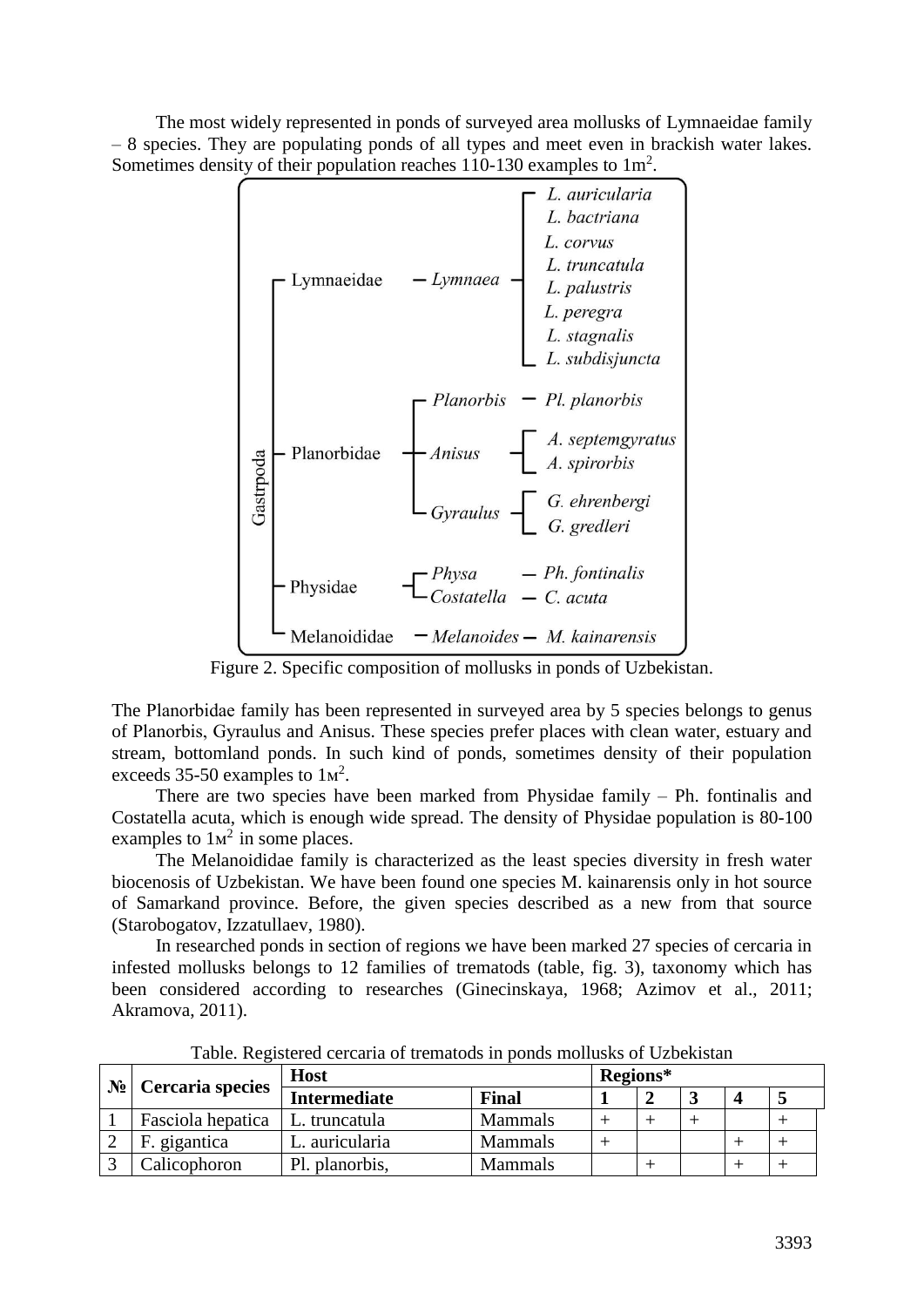The most widely represented in ponds of surveyed area mollusks of Lymnaeidae family – 8 species. They are populating ponds of all types and meet even in brackish water lakes. Sometimes density of their population reaches 110-130 examples to 1m$^2$.

- Gastrpoda
  - Lymnaeidae
    - *Lymnaea*
      - *L. auricularia*
      - *L. bactriana*
      - *L. corvus*
      - *L. truncatula*
      - *L. palustris*
      - *L. peregra*
      - *L. stagnalis*
      - *L. subdisjuncta*
  - Planorbidae
    - *Planorbis*
      - *Pl. planorbis*
    - *Anisus*
      - *A. septemgyratus*
      - *A. spirorbis*
    - *Gyraulus*
      - *G. ehrenbergi*
      - *G. gredleri*
  - Physidae
    - *Physa*
      - *Ph. fontinalis*
    - *Costatella*
      - *C. acuta*
  - Melanoididae
    - *Melanoides*
      - *M. kainarensis*

Figure 2. Specific composition of mollusks in ponds of Uzbekistan.

The Planorbidae family has been represented in surveyed area by 5 species belongs to genus of Planorbis, Gyraulus and Anisus. These species prefer places with clean water, estuary and stream, bottomland ponds. In such kind of ponds, sometimes density of their population exceeds 35-50 examples to 1м$^2$.

There are two species have been marked from Physidae family – Ph. fontinalis and Costatella acuta, which is enough wide spread. The density of Physidae population is 80-100 examples to 1м$^2$ in some places.

The Melanoididae family is characterized as the least species diversity in fresh water biocenosis of Uzbekistan. We have been found one species M. kainarensis only in hot source of Samarkand province. Before, the given species described as a new from that source (Starobogatov, Izzatullaev, 1980).

In researched ponds in section of regions we have been marked 27 species of cercaria in infested mollusks belongs to 12 families of trematods (table, fig. 3), taxonomy which has been considered according to researches (Ginecinskaya, 1968; Azimov et al., 2011; Akramova, 2011).

Table. Registered cercaria of trematods in ponds mollusks of Uzbekistan

| № | Cercaria species | Host | | Regions* | | | | |
|---|---|---|---|---|---|---|---|---|
| | | Intermediate | Final | 1 | 2 | 3 | 4 | 5 |
| 1 | Fasciola hepatica | L. truncatula | Mammals | + | + | + | | + |
| 2 | F. gigantica | L. auricularia | Mammals | + | | | + | + |
| 3 | Calicophoron | Pl. planorbis, | Mammals | | + | | + | + |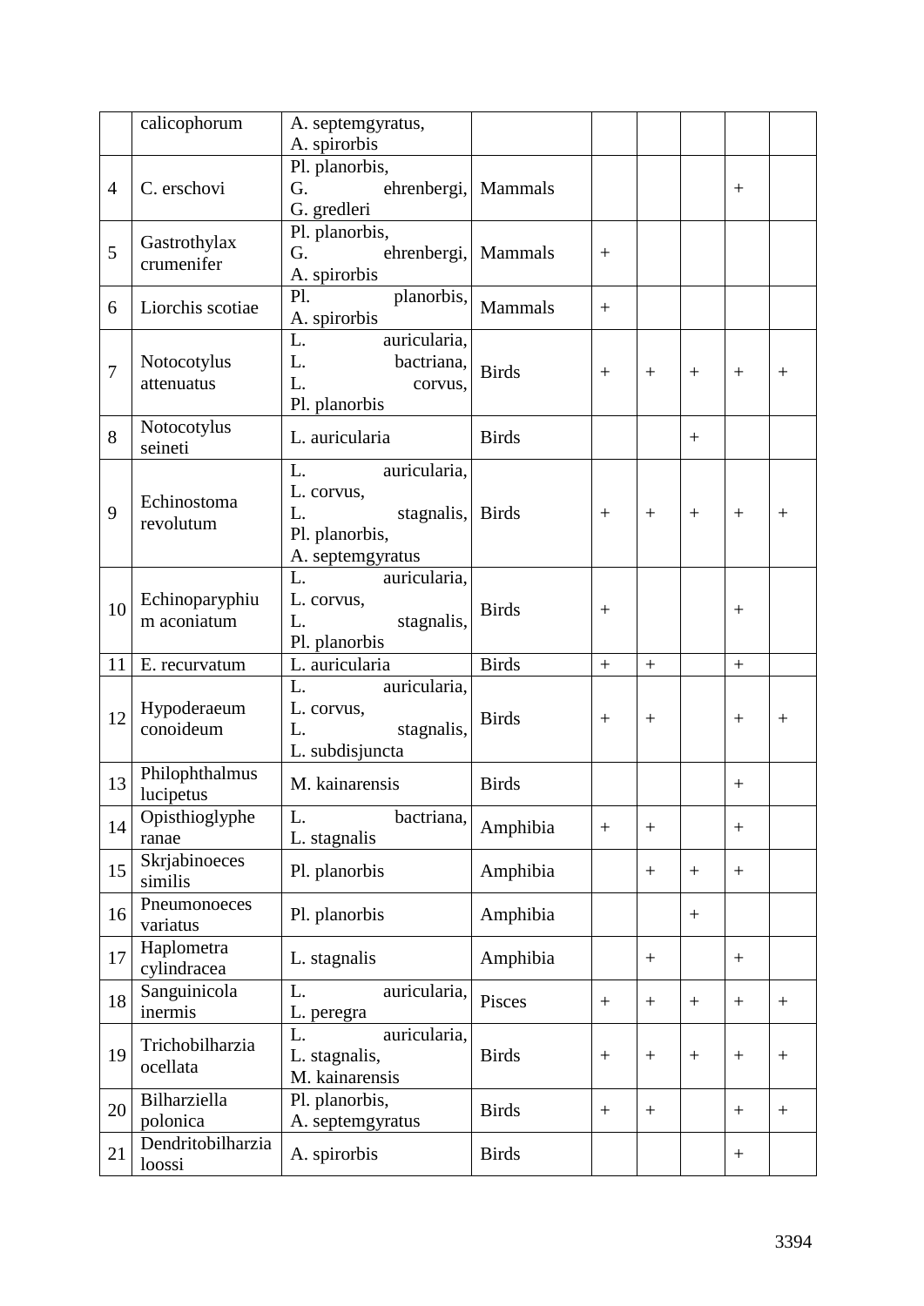|  | calicophorum | A. septemgyratus, A. spirorbis |  |  |  |  |  |  |
|---|---|---|---|---|---|---|---|---|
| 4 | C. erschovi | Pl. planorbis, G. ehrenbergi, G. gredleri | Mammals |  |  |  | + |  |
| 5 | Gastrothylax crumenifer | Pl. planorbis, G. ehrenbergi, A. spirorbis | Mammals | + |  |  |  |  |
| 6 | Liorchis scotiae | Pl. planorbis, A. spirorbis | Mammals | + |  |  |  |  |
| 7 | Notocotylus attenuatus | L. auricularia, L. bactriana, L. corvus, Pl. planorbis | Birds | + | + | + | + | + |
| 8 | Notocotylus seineti | L. auricularia | Birds |  |  | + |  |  |
| 9 | Echinostoma revolutum | L. auricularia, L. corvus, L. stagnalis, Pl. planorbis, A. septemgyratus | Birds | + | + | + | + | + |
| 10 | Echinoparyphium aconiatum | L. auricularia, L. corvus, L. stagnalis, Pl. planorbis | Birds | + |  |  | + |  |
| 11 | E. recurvatum | L. auricularia | Birds | + | + |  | + |  |
| 12 | Hypoderaeum conoideum | L. auricularia, L. corvus, L. stagnalis, L. subdisjuncta | Birds | + | + |  | + | + |
| 13 | Philophthalmus lucipetus | M. kainarensis | Birds |  |  |  | + |  |
| 14 | Opisthioglyphe ranae | L. bactriana, L. stagnalis | Amphibia | + | + |  | + |  |
| 15 | Skrjabinoeces similis | Pl. planorbis | Amphibia |  | + | + | + |  |
| 16 | Pneumonoeces variatus | Pl. planorbis | Amphibia |  |  | + |  |  |
| 17 | Haplometra cylindracea | L. stagnalis | Amphibia |  | + |  | + |  |
| 18 | Sanguinicola inermis | L. auricularia, L. peregra | Pisces | + | + | + | + | + |
| 19 | Trichobilharzia ocellata | L. auricularia, L. stagnalis, M. kainarensis | Birds | + | + | + | + | + |
| 20 | Bilharziella polonica | Pl. planorbis, A. septemgyratus | Birds | + | + |  | + | + |
| 21 | Dendritobilharzia loossi | A. spirorbis | Birds |  |  |  | + |  |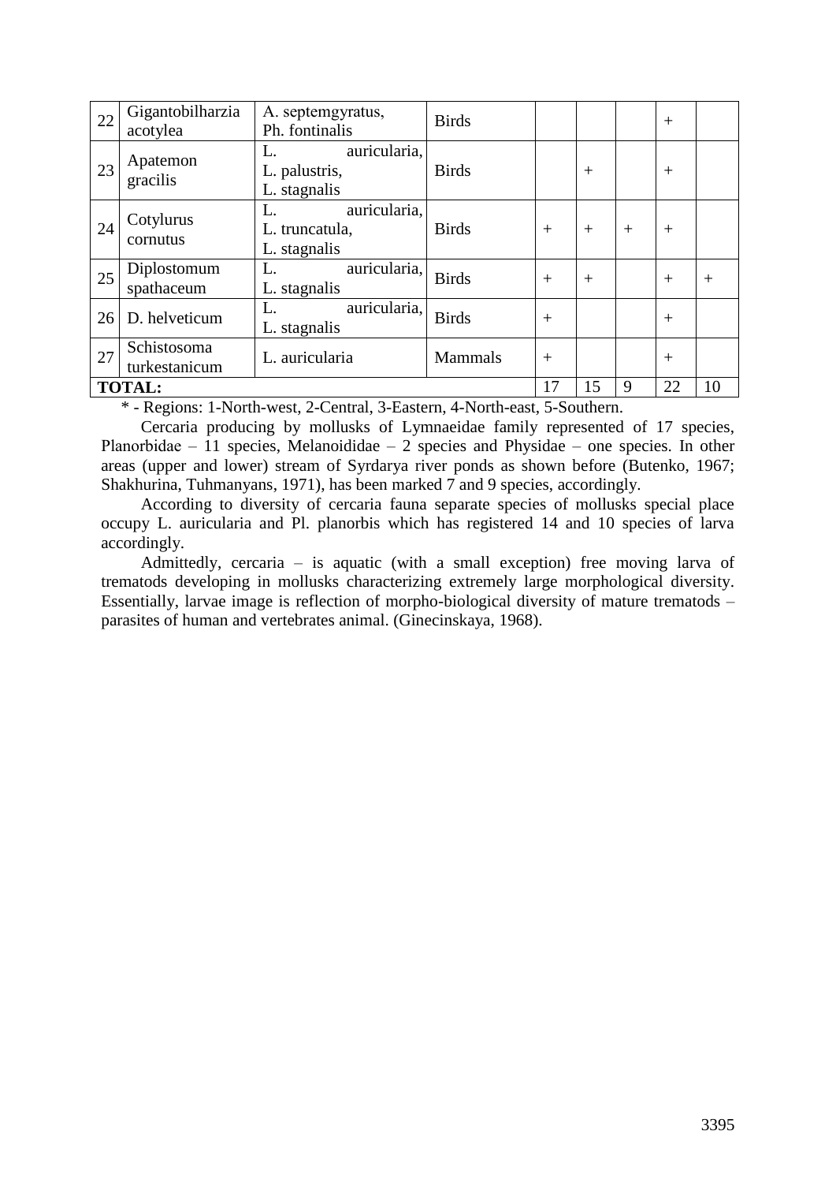| 22 | Gigantobilharzia acotylea | A. septemgyratus, Ph. fontinalis | Birds | | | | + | |
|---|---|---|---|---|---|---|---|---|
| 23 | Apatemon gracilis | L. auricularia, L. palustris, L. stagnalis | Birds | | + | | + | |
| 24 | Cotylurus cornutus | L. auricularia, L. truncatula, L. stagnalis | Birds | + | + | + | + | |
| 25 | Diplostomum spathaceum | L. auricularia, L. stagnalis | Birds | + | + | | + | + |
| 26 | D. helveticum | L. auricularia, L. stagnalis | Birds | + | | | + | |
| 27 | Schistosoma turkestanicum | L. auricularia | Mammals | + | | | + | |
| **TOTAL:** | | | | 17 | 15 | 9 | 22 | 10 |

\* - Regions: 1-North-west, 2-Central, 3-Eastern, 4-North-east, 5-Southern.

Cercaria producing by mollusks of Lymnaeidae family represented of 17 species, Planorbidae – 11 species, Melanoididae – 2 species and Physidae – one species. In other areas (upper and lower) stream of Syrdarya river ponds as shown before (Butenko, 1967; Shakhurina, Tuhmanyans, 1971), has been marked 7 and 9 species, accordingly.

According to diversity of cercaria fauna separate species of mollusks special place occupy L. auricularia and Pl. planorbis which has registered 14 and 10 species of larva accordingly.

Admittedly, cercaria – is aquatic (with a small exception) free moving larva of trematods developing in mollusks characterizing extremely large morphological diversity. Essentially, larvae image is reflection of morpho-biological diversity of mature trematods – parasites of human and vertebrates animal. (Ginecinskaya, 1968).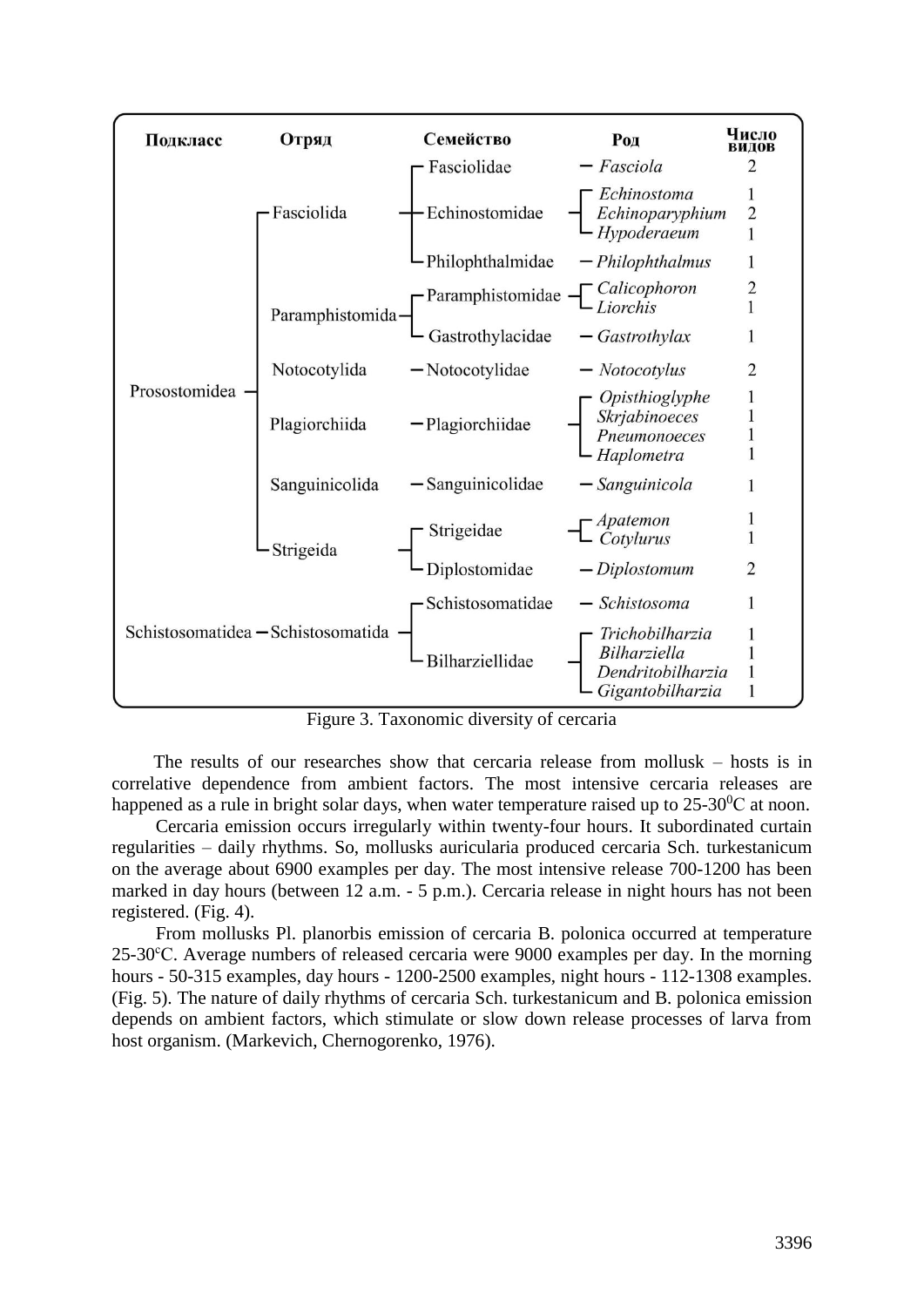| Подкласс | Отряд | Семейство | Род | Число видов |
|---|---|---|---|---|
| Prosostomidea | Fasciolida | Fasciolidae | *Fasciola* | 2 |
| | | Echinostomidae | *Echinostoma* | 1 |
| | | | *Echinoparyphium* | 2 |
| | | | *Hypoderaeum* | 1 |
| | | Philophthalmidae | *Philophthalmus* | 1 |
| | Paramphistomida | Paramphistomidae | *Calicophoron* | 2 |
| | | | *Liorchis* | 1 |
| | | Gastrothylacidae | *Gastrothylax* | 1 |
| | Notocotylida | Notocotylidae | *Notocotylus* | 2 |
| | Plagiorchiida | Plagiorchiidae | *Opisthioglyphe* | 1 |
| | | | *Skrjabinoeces* | 1 |
| | | | *Pneumonoeces* | 1 |
| | | | *Haplometra* | 1 |
| | Sanguinicolida | Sanguinicolidae | *Sanguinicola* | 1 |
| | Strigeida | Strigeidae | *Apatemon* | 1 |
| | | | *Cotylurus* | 1 |
| | | Diplostomidae | *Diplostomum* | 2 |
| Schistosomatidea | Schistosomatida | Schistosomatidae | *Schistosoma* | 1 |
| | | Bilharziellidae | *Trichobilharzia* | 1 |
| | | | *Bilharziella* | 1 |
| | | | *Dendritobilharzia* | 1 |
| | | | *Gigantobilharzia* | 1 |

Figure 3. Taxonomic diversity of cercaria

The results of our researches show that cercaria release from mollusk – hosts is in correlative dependence from ambient factors. The most intensive cercaria releases are happened as a rule in bright solar days, when water temperature raised up to 25-30$^0$C at noon.

Cercaria emission occurs irregularly within twenty-four hours. It subordinated curtain regularities – daily rhythms. So, mollusks auricularia produced cercaria Sch. turkestanicum on the average about 6900 examples per day. The most intensive release 700-1200 has been marked in day hours (between 12 a.m. - 5 p.m.). Cercaria release in night hours has not been registered. (Fig. 4).

From mollusks Pl. planorbis emission of cercaria B. polonica occurred at temperature 25-30$^c$C. Average numbers of released cercaria were 9000 examples per day. In the morning hours - 50-315 examples, day hours - 1200-2500 examples, night hours - 112-1308 examples. (Fig. 5). The nature of daily rhythms of cercaria Sch. turkestanicum and B. polonica emission depends on ambient factors, which stimulate or slow down release processes of larva from host organism. (Markevich, Chernogorenko, 1976).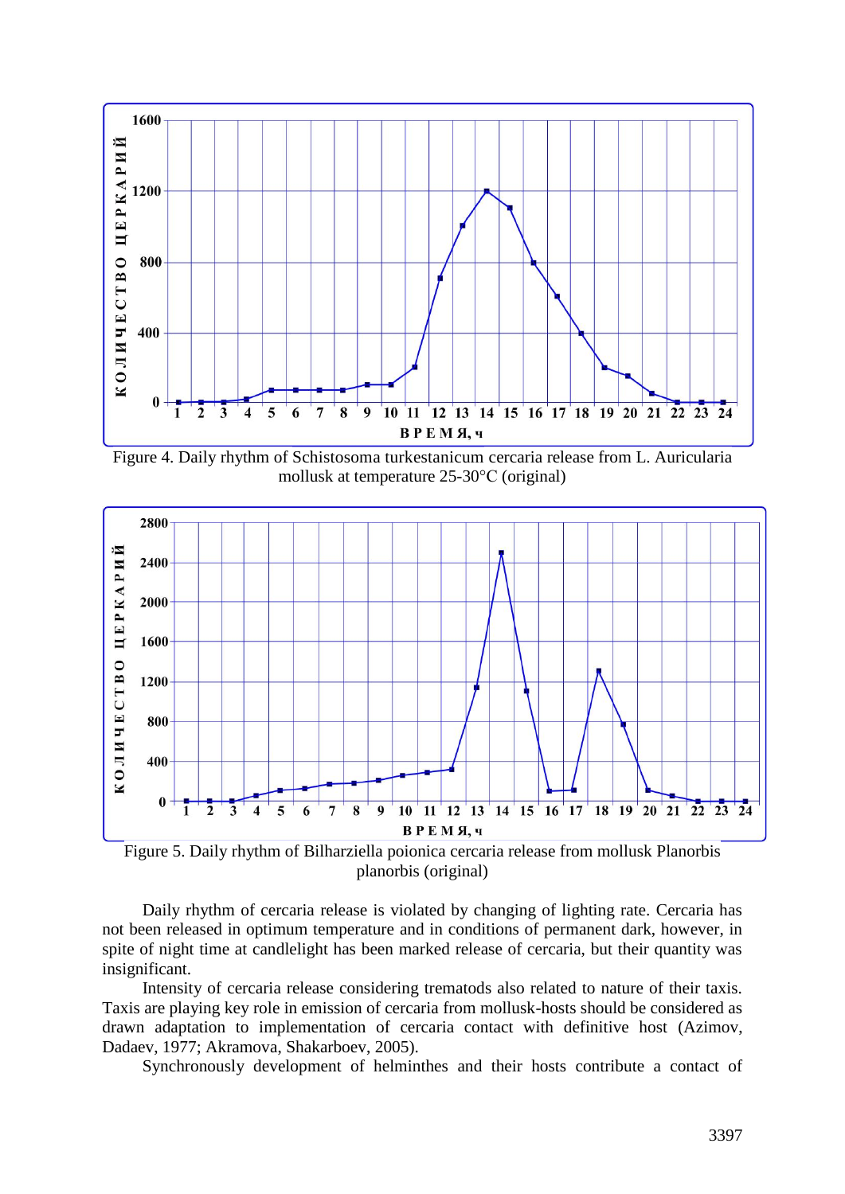Figure 4. Daily rhythm of Schistosoma turkestanicum cercaria release from L. Auricularia mollusk at temperature 25-30°C (original)

Figure 5. Daily rhythm of Bilharziella poionica cercaria release from mollusk Planorbis planorbis (original)

Daily rhythm of cercaria release is violated by changing of lighting rate. Cercaria has not been released in optimum temperature and in conditions of permanent dark, however, in spite of night time at candlelight has been marked release of cercaria, but their quantity was insignificant.

Intensity of cercaria release considering trematods also related to nature of their taxis. Taxis are playing key role in emission of cercaria from mollusk-hosts should be considered as drawn adaptation to implementation of cercaria contact with definitive host (Azimov, Dadaev, 1977; Akramova, Shakarboev, 2005).

Synchronously development of helminthes and their hosts contribute a contact of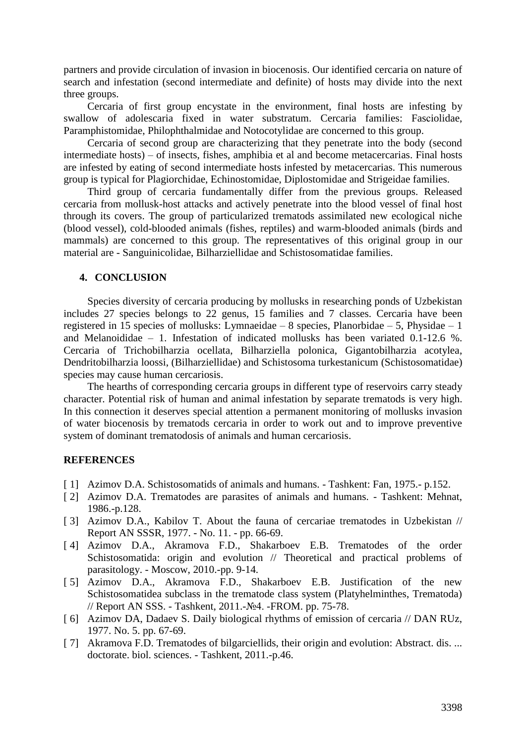partners and provide circulation of invasion in biocenosis. Our identified cercaria on nature of search and infestation (second intermediate and definite) of hosts may divide into the next three groups.

Cercaria of first group encystate in the environment, final hosts are infesting by swallow of adolescaria fixed in water substratum. Cercaria families: Fasciolidae, Paramphistomidae, Philophthalmidae and Notocotylidae are concerned to this group.

Cercaria of second group are characterizing that they penetrate into the body (second intermediate hosts) – of insects, fishes, amphibia et al and become metacercarias. Final hosts are infested by eating of second intermediate hosts infested by metacercarias. This numerous group is typical for Plagiorchidae, Echinostomidae, Diplostomidae and Strigeidae families.

Third group of cercaria fundamentally differ from the previous groups. Released cercaria from mollusk-host attacks and actively penetrate into the blood vessel of final host through its covers. The group of particularized trematods assimilated new ecological niche (blood vessel), cold-blooded animals (fishes, reptiles) and warm-blooded animals (birds and mammals) are concerned to this group. The representatives of this original group in our material are - Sanguinicolidae, Bilharziellidae and Schistosomatidae families.

## 4. CONCLUSION

Species diversity of cercaria producing by mollusks in researching ponds of Uzbekistan includes 27 species belongs to 22 genus, 15 families and 7 classes. Cercaria have been registered in 15 species of mollusks: Lymnaeidae – 8 species, Planorbidae – 5, Physidae – 1 and Melanoididae – 1. Infestation of indicated mollusks has been variated 0.1-12.6 %. Cercaria of Trichobilharzia ocellata, Bilharziella polonica, Gigantobilharzia acotylea, Dendritobilharzia loossi, (Bilharziellidae) and Schistosoma turkestanicum (Schistosomatidae) species may cause human cercariosis.

The hearths of corresponding cercaria groups in different type of reservoirs carry steady character. Potential risk of human and animal infestation by separate trematods is very high. In this connection it deserves special attention a permanent monitoring of mollusks invasion of water biocenosis by trematods cercaria in order to work out and to improve preventive system of dominant trematodosis of animals and human cercariosis.

## REFERENCES

[ 1] Azimov D.A. Schistosomatids of animals and humans. - Tashkent: Fan, 1975.- p.152.

[ 2] Azimov D.A. Trematodes are parasites of animals and humans. - Tashkent: Mehnat, 1986.-p.128.

[ 3] Azimov D.A., Kabilov T. About the fauna of cercariae trematodes in Uzbekistan // Report AN SSSR, 1977. - No. 11. - pp. 66-69.

[ 4] Azimov D.A., Akramova F.D., Shakarboev E.B. Trematodes of the order Schistosomatida: origin and evolution // Theoretical and practical problems of parasitology. - Moscow, 2010.-pp. 9-14.

[ 5] Azimov D.A., Akramova F.D., Shakarboev E.B. Justification of the new Schistosomatidea subclass in the trematode class system (Platyhelminthes, Trematoda) // Report AN SSS. - Tashkent, 2011.-№4. -FROM. pp. 75-78.

[ 6] Azimov DA, Dadaev S. Daily biological rhythms of emission of cercaria // DAN RUz, 1977. No. 5. pp. 67-69.

[ 7] Akramova F.D. Trematodes of bilgarciellids, their origin and evolution: Abstract. dis. ... doctorate. biol. sciences. - Tashkent, 2011.-p.46.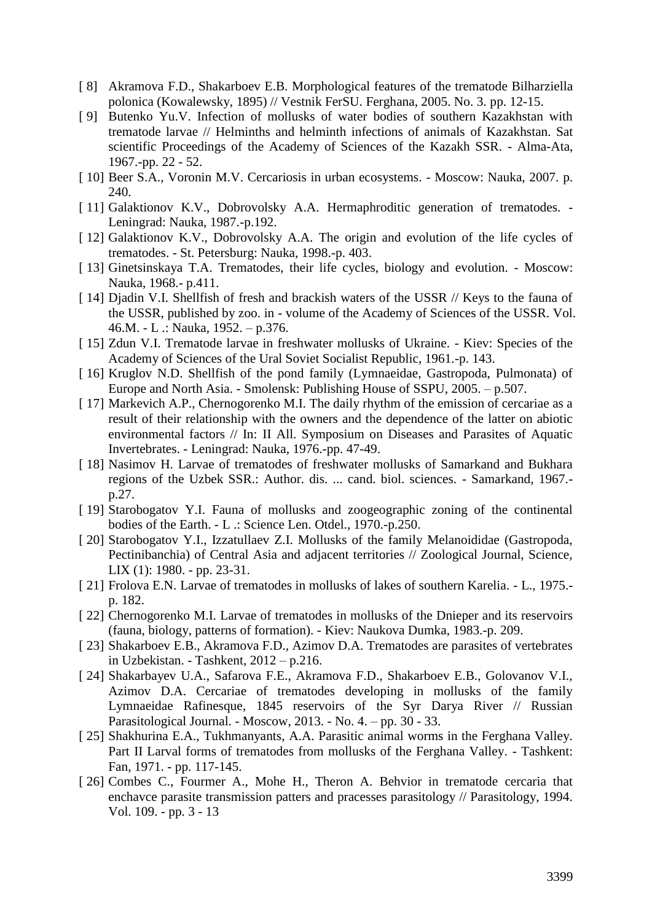[ 8] Akramova F.D., Shakarboev E.B. Morphological features of the trematode Bilharziella polonica (Kowalewsky, 1895) // Vestnik FerSU. Ferghana, 2005. No. 3. pp. 12-15.

[ 9] Butenko Yu.V. Infection of mollusks of water bodies of southern Kazakhstan with trematode larvae // Helminths and helminth infections of animals of Kazakhstan. Sat scientific Proceedings of the Academy of Sciences of the Kazakh SSR. - Alma-Ata, 1967.-pp. 22 - 52.

[ 10] Beer S.A., Voronin M.V. Cercariosis in urban ecosystems. - Moscow: Nauka, 2007. p. 240.

[ 11] Galaktionov K.V., Dobrovolsky A.A. Hermaphroditic generation of trematodes. - Leningrad: Nauka, 1987.-p.192.

[ 12] Galaktionov K.V., Dobrovolsky A.A. The origin and evolution of the life cycles of trematodes. - St. Petersburg: Nauka, 1998.-p. 403.

[ 13] Ginetsinskaya T.A. Trematodes, their life cycles, biology and evolution. - Moscow: Nauka, 1968.- p.411.

[ 14] Djadin V.I. Shellfish of fresh and brackish waters of the USSR // Keys to the fauna of the USSR, published by zoo. in - volume of the Academy of Sciences of the USSR. Vol. 46.M. - L .: Nauka, 1952. – p.376.

[ 15] Zdun V.I. Trematode larvae in freshwater mollusks of Ukraine. - Kiev: Species of the Academy of Sciences of the Ural Soviet Socialist Republic, 1961.-p. 143.

[ 16] Kruglov N.D. Shellfish of the pond family (Lymnaeidae, Gastropoda, Pulmonata) of Europe and North Asia. - Smolensk: Publishing House of SSPU, 2005. – p.507.

[ 17] Markevich A.P., Chernogorenko M.I. The daily rhythm of the emission of cercariae as a result of their relationship with the owners and the dependence of the latter on abiotic environmental factors // In: II All. Symposium on Diseases and Parasites of Aquatic Invertebrates. - Leningrad: Nauka, 1976.-pp. 47-49.

[ 18] Nasimov H. Larvae of trematodes of freshwater mollusks of Samarkand and Bukhara regions of the Uzbek SSR.: Author. dis. ... cand. biol. sciences. - Samarkand, 1967.- p.27.

[ 19] Starobogatov Y.I. Fauna of mollusks and zoogeographic zoning of the continental bodies of the Earth. - L .: Science Len. Otdel., 1970.-p.250.

[ 20] Starobogatov Y.I., Izzatullaev Z.I. Mollusks of the family Melanoididae (Gastropoda, Pectinibanchia) of Central Asia and adjacent territories // Zoological Journal, Science, LIX (1): 1980. - pp. 23-31.

[ 21] Frolova E.N. Larvae of trematodes in mollusks of lakes of southern Karelia. - L., 1975.- p. 182.

[ 22] Chernogorenko M.I. Larvae of trematodes in mollusks of the Dnieper and its reservoirs (fauna, biology, patterns of formation). - Kiev: Naukova Dumka, 1983.-p. 209.

[ 23] Shakarboev E.B., Akramova F.D., Azimov D.A. Trematodes are parasites of vertebrates in Uzbekistan. - Tashkent, 2012 – p.216.

[ 24] Shakarbayev U.A., Safarova F.E., Akramova F.D., Shakarboev E.B., Golovanov V.I., Azimov D.A. Cercariae of trematodes developing in mollusks of the family Lymnaeidae Rafinesque, 1845 reservoirs of the Syr Darya River // Russian Parasitological Journal. - Moscow, 2013. - No. 4. – pp. 30 - 33.

[ 25] Shakhurina E.A., Tukhmanyants, A.A. Parasitic animal worms in the Ferghana Valley. Part II Larval forms of trematodes from mollusks of the Ferghana Valley. - Tashkent: Fan, 1971. - pp. 117-145.

[ 26] Combes C., Fourmer A., Mohe H., Theron A. Behvior in trematode cercaria that enchavce parasite transmission patters and pracesses parasitology // Parasitology, 1994. Vol. 109. - pp. 3 - 13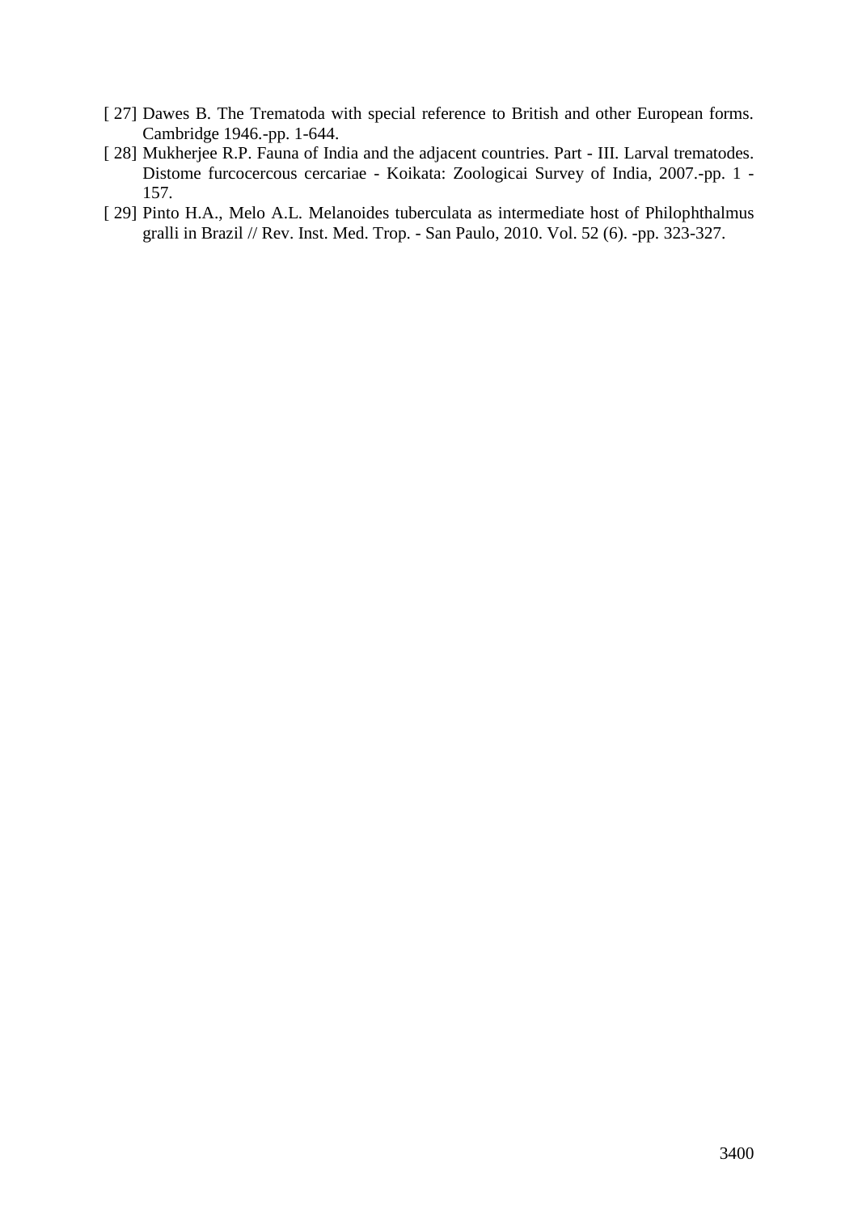[ 27] Dawes B. The Trematoda with special reference to British and other European forms. Cambridge 1946.-pp. 1-644.

[ 28] Mukherjee R.P. Fauna of India and the adjacent countries. Part - III. Larval trematodes. Distome furcocercous cercariae - Koikata: Zoologicai Survey of India, 2007.-pp. 1 - 157.

[ 29] Pinto H.A., Melo A.L. Melanoides tuberculata as intermediate host of Philophthalmus gralli in Brazil // Rev. Inst. Med. Trop. - San Paulo, 2010. Vol. 52 (6). -pp. 323-327.